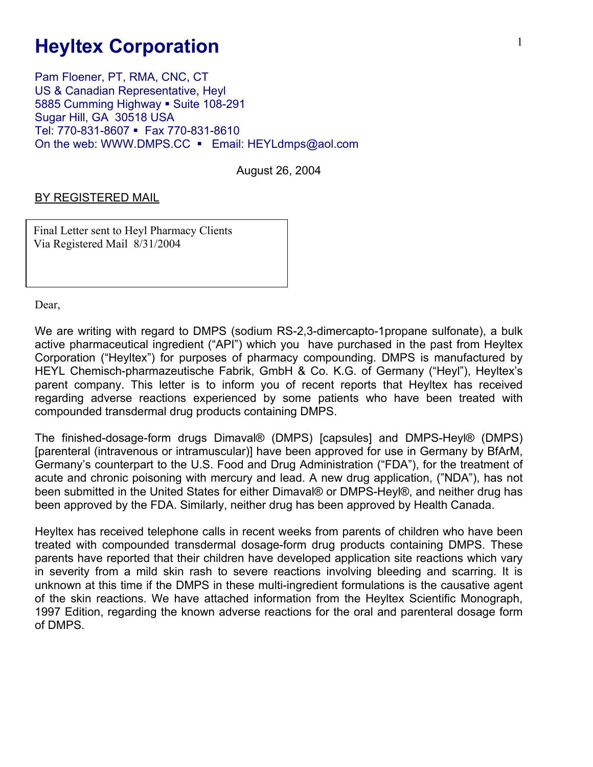# Heyltex Corporation

Pam Floener, PT, RMA, CNC, CT
US & Canadian Representative, Heyl
5885 Cumming Highway ▪ Suite 108-291
Sugar Hill, GA 30518 USA
Tel: 770-831-8607 ▪ Fax 770-831-8610
On the web: WWW.DMPS.CC ▪ Email: HEYLdmps@aol.com

August 26, 2004

BY REGISTERED MAIL

Final Letter sent to Heyl Pharmacy Clients
Via Registered Mail 8/31/2004

Dear,

We are writing with regard to DMPS (sodium RS-2,3-dimercapto-1propane sulfonate), a bulk active pharmaceutical ingredient ("API") which you have purchased in the past from Heyltex Corporation ("Heyltex") for purposes of pharmacy compounding. DMPS is manufactured by HEYL Chemisch-pharmazeutische Fabrik, GmbH & Co. K.G. of Germany ("Heyl"), Heyltex's parent company. This letter is to inform you of recent reports that Heyltex has received regarding adverse reactions experienced by some patients who have been treated with compounded transdermal drug products containing DMPS.

The finished-dosage-form drugs Dimaval® (DMPS) [capsules] and DMPS-Heyl® (DMPS) [parenteral (intravenous or intramuscular)] have been approved for use in Germany by BfArM, Germany's counterpart to the U.S. Food and Drug Administration ("FDA"), for the treatment of acute and chronic poisoning with mercury and lead. A new drug application, ("NDA"), has not been submitted in the United States for either Dimaval® or DMPS-Heyl®, and neither drug has been approved by the FDA. Similarly, neither drug has been approved by Health Canada.

Heyltex has received telephone calls in recent weeks from parents of children who have been treated with compounded transdermal dosage-form drug products containing DMPS. These parents have reported that their children have developed application site reactions which vary in severity from a mild skin rash to severe reactions involving bleeding and scarring. It is unknown at this time if the DMPS in these multi-ingredient formulations is the causative agent of the skin reactions. We have attached information from the Heyltex Scientific Monograph, 1997 Edition, regarding the known adverse reactions for the oral and parenteral dosage form of DMPS.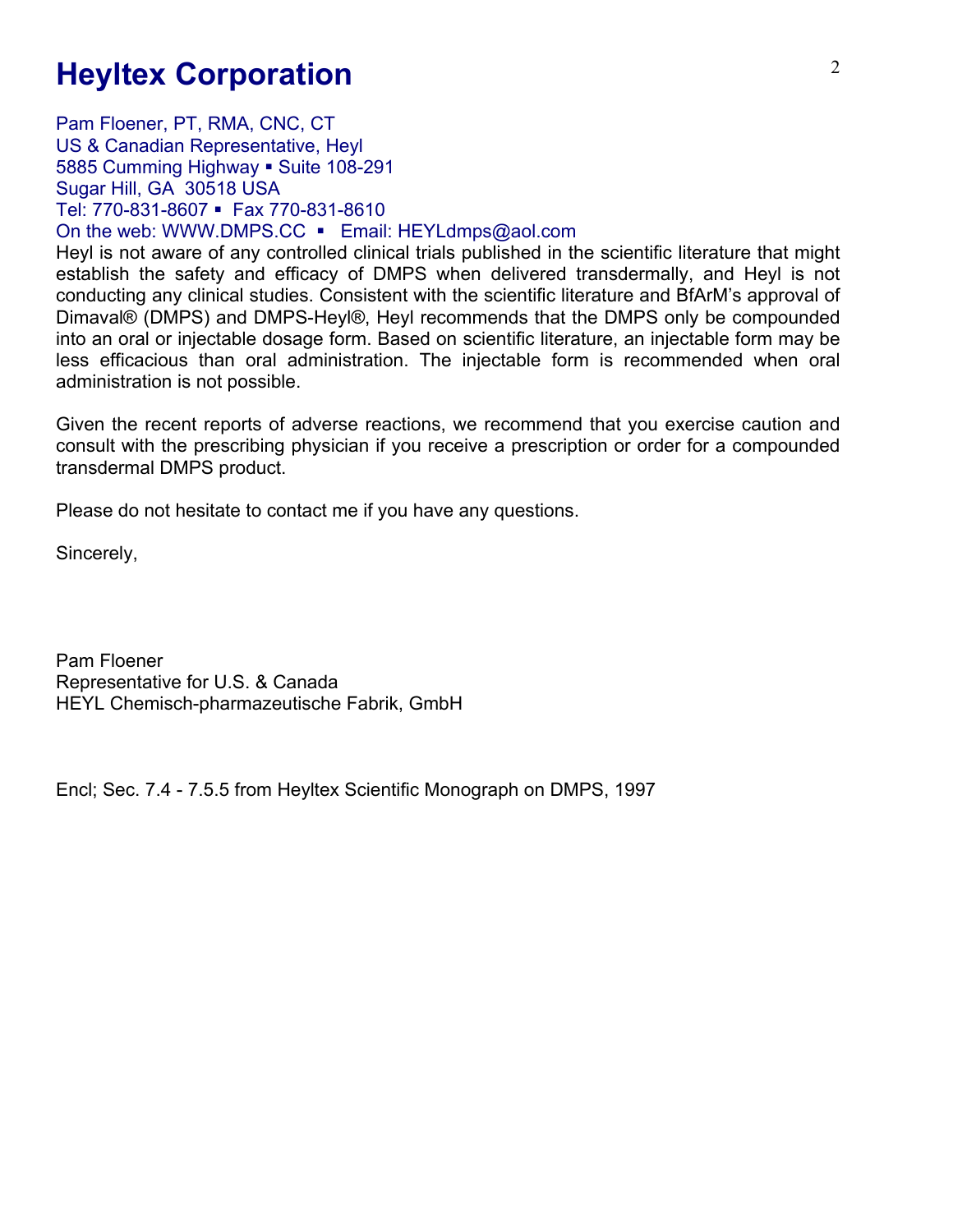# Heyltex Corporation

Pam Floener, PT, RMA, CNC, CT
US & Canadian Representative, Heyl
5885 Cumming Highway ▪ Suite 108-291
Sugar Hill, GA 30518 USA
Tel: 770-831-8607 ▪ Fax 770-831-8610
On the web: WWW.DMPS.CC ▪ Email: HEYLdmps@aol.com

Heyl is not aware of any controlled clinical trials published in the scientific literature that might establish the safety and efficacy of DMPS when delivered transdermally, and Heyl is not conducting any clinical studies. Consistent with the scientific literature and BfArM's approval of Dimaval® (DMPS) and DMPS-Heyl®, Heyl recommends that the DMPS only be compounded into an oral or injectable dosage form. Based on scientific literature, an injectable form may be less efficacious than oral administration. The injectable form is recommended when oral administration is not possible.

Given the recent reports of adverse reactions, we recommend that you exercise caution and consult with the prescribing physician if you receive a prescription or order for a compounded transdermal DMPS product.

Please do not hesitate to contact me if you have any questions.

Sincerely,

Pam Floener
Representative for U.S. & Canada
HEYL Chemisch-pharmazeutische Fabrik, GmbH

Encl; Sec. 7.4 - 7.5.5 from Heyltex Scientific Monograph on DMPS, 1997